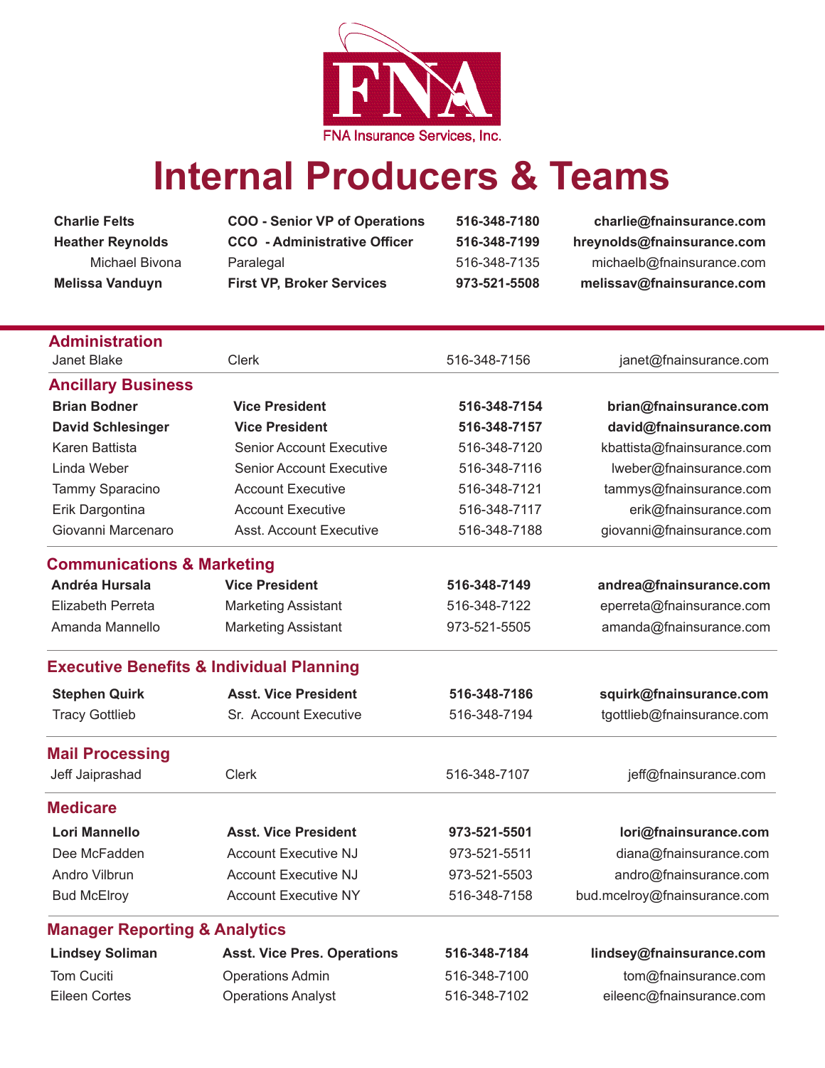FNA Insurance Services, Inc.

# Internal Producers & Teams

| | | | |
|---|---|---|---|
| **Charlie Felts** | **COO - Senior VP of Operations** | **516-348-7180** | **charlie@fnainsurance.com** |
| **Heather Reynolds** | **CCO - Administrative Officer** | **516-348-7199** | **hreynolds@fnainsurance.com** |
| Michael Bivona | Paralegal | 516-348-7135 | michaelb@fnainsurance.com |
| **Melissa Vanduyn** | **First VP, Broker Services** | **973-521-5508** | **melissav@fnainsurance.com** |

## Administration

| | | | |
|---|---|---|---|
| Janet Blake | Clerk | 516-348-7156 | janet@fnainsurance.com |

## Ancillary Business

| | | | |
|---|---|---|---|
| **Brian Bodner** | **Vice President** | **516-348-7154** | **brian@fnainsurance.com** |
| **David Schlesinger** | **Vice President** | **516-348-7157** | **david@fnainsurance.com** |
| Karen Battista | Senior Account Executive | 516-348-7120 | kbattista@fnainsurance.com |
| Linda Weber | Senior Account Executive | 516-348-7116 | lweber@fnainsurance.com |
| Tammy Sparacino | Account Executive | 516-348-7121 | tammys@fnainsurance.com |
| Erik Dargontina | Account Executive | 516-348-7117 | erik@fnainsurance.com |
| Giovanni Marcenaro | Asst. Account Executive | 516-348-7188 | giovanni@fnainsurance.com |

## Communications & Marketing

| | | | |
|---|---|---|---|
| **Andréa Hursala** | **Vice President** | **516-348-7149** | **andrea@fnainsurance.com** |
| Elizabeth Perreta | Marketing Assistant | 516-348-7122 | eperreta@fnainsurance.com |
| Amanda Mannello | Marketing Assistant | 973-521-5505 | amanda@fnainsurance.com |

## Executive Benefits & Individual Planning

| | | | |
|---|---|---|---|
| **Stephen Quirk** | **Asst. Vice President** | **516-348-7186** | **squirk@fnainsurance.com** |
| Tracy Gottlieb | Sr. Account Executive | 516-348-7194 | tgottlieb@fnainsurance.com |

## Mail Processing

| | | | |
|---|---|---|---|
| Jeff Jaiprashad | Clerk | 516-348-7107 | jeff@fnainsurance.com |

## Medicare

| | | | |
|---|---|---|---|
| **Lori Mannello** | **Asst. Vice President** | **973-521-5501** | **lori@fnainsurance.com** |
| Dee McFadden | Account Executive NJ | 973-521-5511 | diana@fnainsurance.com |
| Andro Vilbrun | Account Executive NJ | 973-521-5503 | andro@fnainsurance.com |
| Bud McElroy | Account Executive NY | 516-348-7158 | bud.mcelroy@fnainsurance.com |

## Manager Reporting & Analytics

| | | | |
|---|---|---|---|
| **Lindsey Soliman** | **Asst. Vice Pres. Operations** | **516-348-7184** | **lindsey@fnainsurance.com** |
| Tom Cuciti | Operations Admin | 516-348-7100 | tom@fnainsurance.com |
| Eileen Cortes | Operations Analyst | 516-348-7102 | eileenc@fnainsurance.com |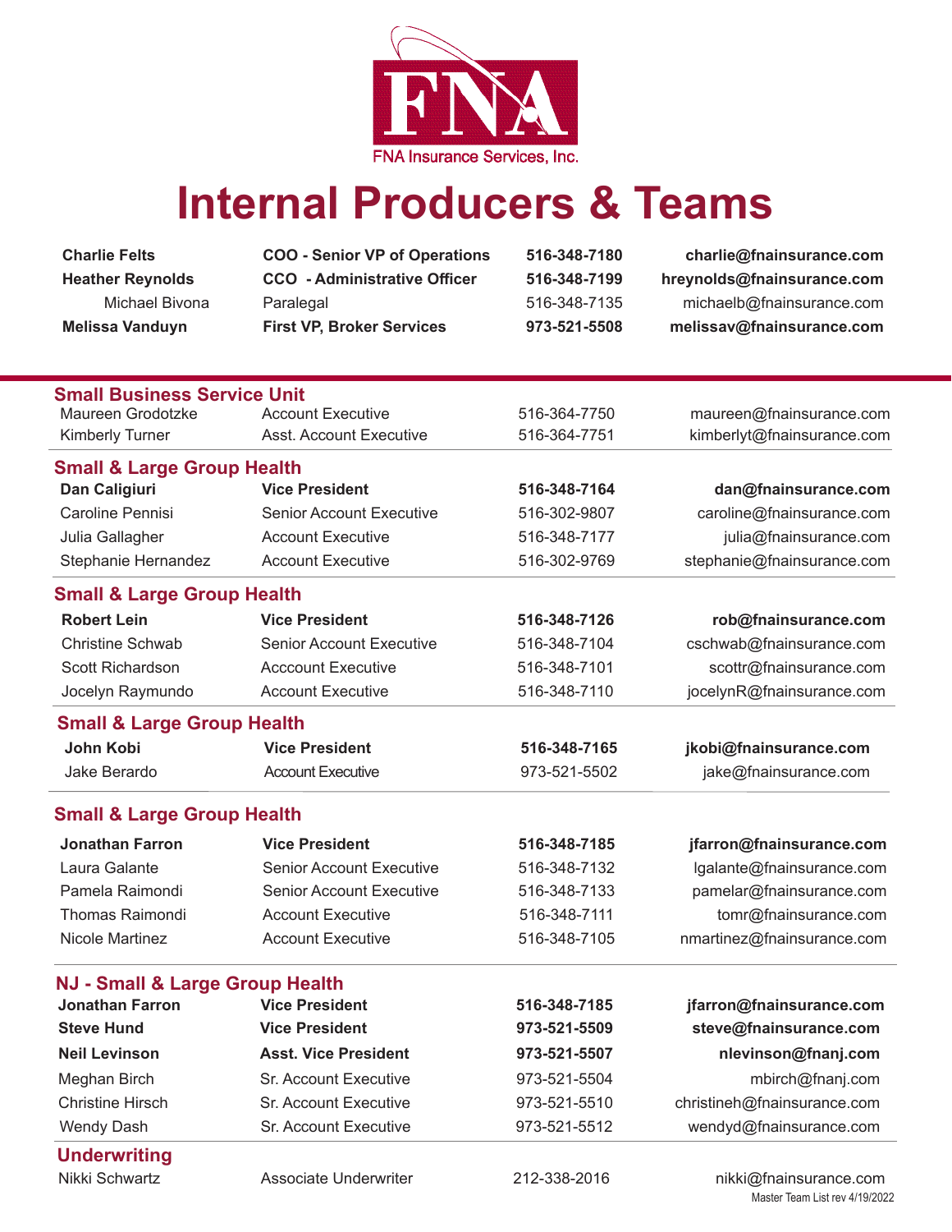FNA Insurance Services, Inc.

# Internal Producers & Teams

| | | | |
|---|---|---|---|
| **Charlie Felts** | **COO - Senior VP of Operations** | **516-348-7180** | **charlie@fnainsurance.com** |
| **Heather Reynolds** | **CCO - Administrative Officer** | **516-348-7199** | **hreynolds@fnainsurance.com** |
| Michael Bivona | Paralegal | 516-348-7135 | michaelb@fnainsurance.com |
| **Melissa Vanduyn** | **First VP, Broker Services** | **973-521-5508** | **melissav@fnainsurance.com** |

## Small Business Service Unit

| | | | |
|---|---|---|---|
| Maureen Grodotzke | Account Executive | 516-364-7750 | maureen@fnainsurance.com |
| Kimberly Turner | Asst. Account Executive | 516-364-7751 | kimberlyt@fnainsurance.com |

## Small & Large Group Health

| | | | |
|---|---|---|---|
| **Dan Caligiuri** | **Vice President** | **516-348-7164** | **dan@fnainsurance.com** |
| Caroline Pennisi | Senior Account Executive | 516-302-9807 | caroline@fnainsurance.com |
| Julia Gallagher | Account Executive | 516-348-7177 | julia@fnainsurance.com |
| Stephanie Hernandez | Account Executive | 516-302-9769 | stephanie@fnainsurance.com |

## Small & Large Group Health

| | | | |
|---|---|---|---|
| **Robert Lein** | **Vice President** | **516-348-7126** | **rob@fnainsurance.com** |
| Christine Schwab | Senior Account Executive | 516-348-7104 | cschwab@fnainsurance.com |
| Scott Richardson | Acccount Executive | 516-348-7101 | scottr@fnainsurance.com |
| Jocelyn Raymundo | Account Executive | 516-348-7110 | jocelynR@fnainsurance.com |

## Small & Large Group Health

| | | | |
|---|---|---|---|
| **John Kobi** | **Vice President** | **516-348-7165** | **jkobi@fnainsurance.com** |
| Jake Berardo | Account Executive | 973-521-5502 | jake@fnainsurance.com |

## Small & Large Group Health

| | | | |
|---|---|---|---|
| **Jonathan Farron** | **Vice President** | **516-348-7185** | **jfarron@fnainsurance.com** |
| Laura Galante | Senior Account Executive | 516-348-7132 | lgalante@fnainsurance.com |
| Pamela Raimondi | Senior Account Executive | 516-348-7133 | pamelar@fnainsurance.com |
| Thomas Raimondi | Account Executive | 516-348-7111 | tomr@fnainsurance.com |
| Nicole Martinez | Account Executive | 516-348-7105 | nmartinez@fnainsurance.com |

## NJ - Small & Large Group Health

| | | | |
|---|---|---|---|
| **Jonathan Farron** | **Vice President** | **516-348-7185** | **jfarron@fnainsurance.com** |
| **Steve Hund** | **Vice President** | **973-521-5509** | **steve@fnainsurance.com** |
| **Neil Levinson** | **Asst. Vice President** | **973-521-5507** | **nlevinson@fnanj.com** |
| Meghan Birch | Sr. Account Executive | 973-521-5504 | mbirch@fnanj.com |
| Christine Hirsch | Sr. Account Executive | 973-521-5510 | christineh@fnainsurance.com |
| Wendy Dash | Sr. Account Executive | 973-521-5512 | wendyd@fnainsurance.com |

## Underwriting

| | | | |
|---|---|---|---|
| Nikki Schwartz | Associate Underwriter | 212-338-2016 | nikki@fnainsurance.com |

Master Team List rev 4/19/2022